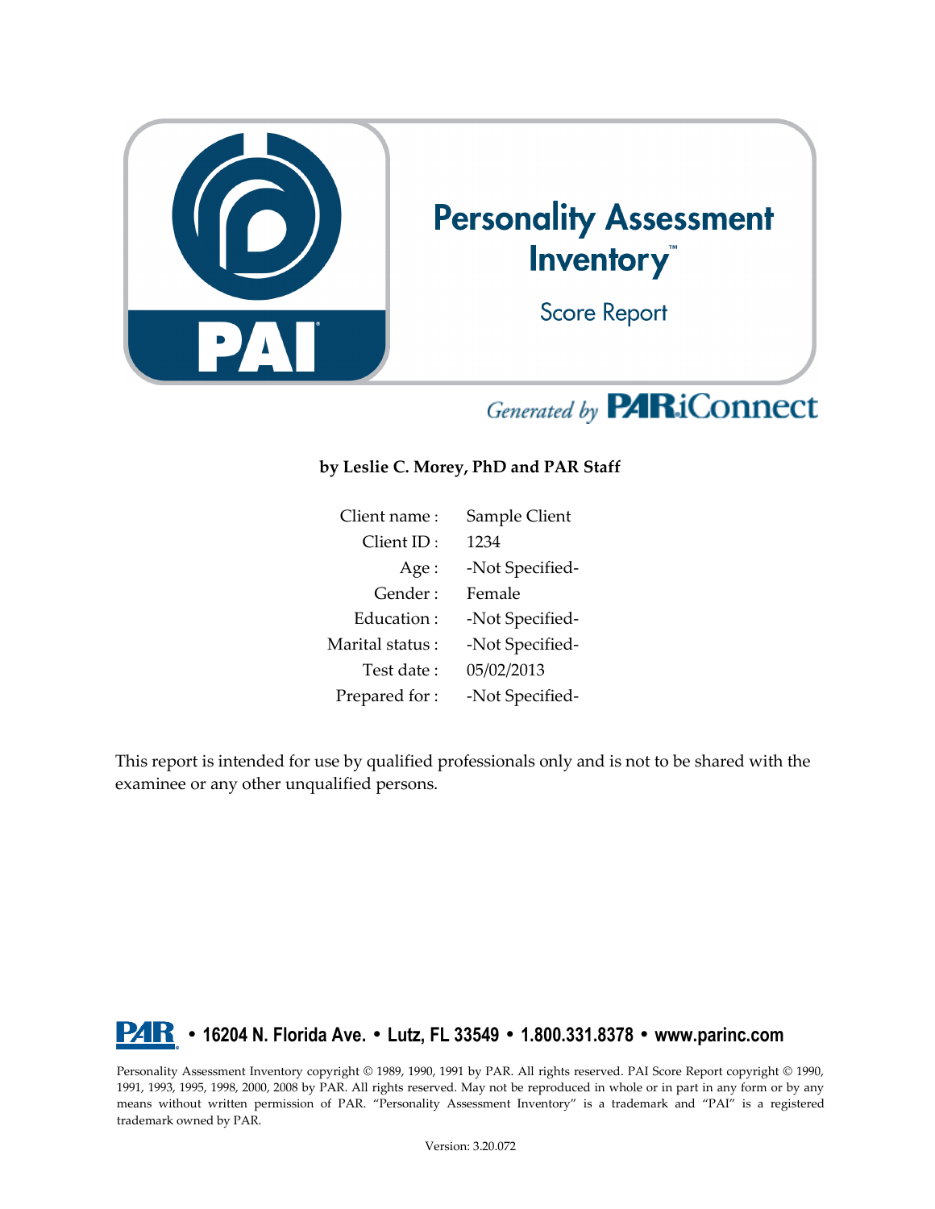# Personality Assessment Inventory™

## Score Report

Generated by PAR iConnect

**by Leslie C. Morey, PhD and PAR Staff**

| | |
|---|---|
| Client name : | Sample Client |
| Client ID : | 1234 |
| Age : | -Not Specified- |
| Gender : | Female |
| Education : | -Not Specified- |
| Marital status : | -Not Specified- |
| Test date : | 05/02/2013 |
| Prepared for : | -Not Specified- |

This report is intended for use by qualified professionals only and is not to be shared with the examinee or any other unqualified persons.

**PAR • 16204 N. Florida Ave. • Lutz, FL 33549 • 1.800.331.8378 • www.parinc.com**

Personality Assessment Inventory copyright © 1989, 1990, 1991 by PAR. All rights reserved. PAI Score Report copyright © 1990, 1991, 1993, 1995, 1998, 2000, 2008 by PAR. All rights reserved. May not be reproduced in whole or in part in any form or by any means without written permission of PAR. "Personality Assessment Inventory" is a trademark and "PAI" is a registered trademark owned by PAR.

Version: 3.20.072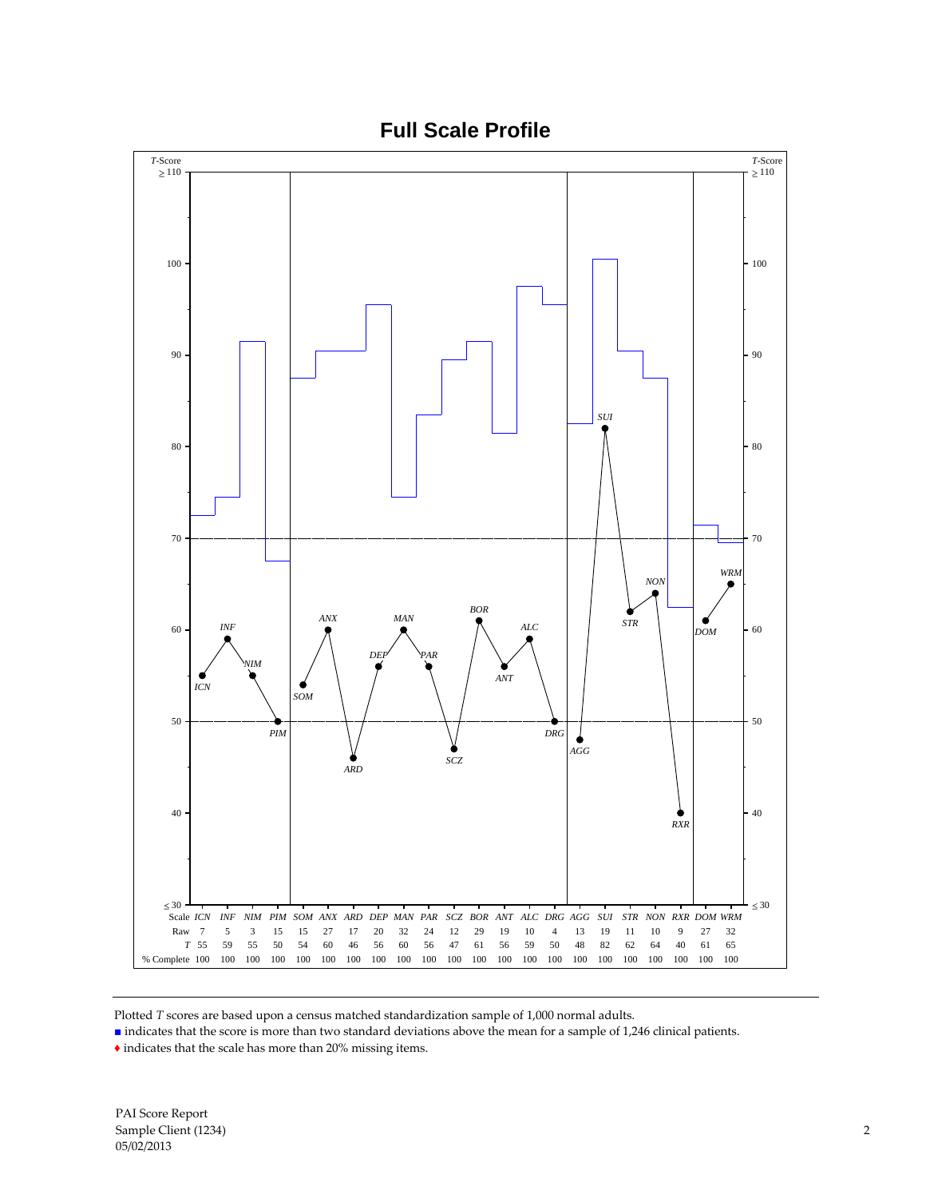# Full Scale Profile

| Scale | ICN | INF | NIM | PIM | SOM | ANX | ARD | DEP | MAN | PAR | SCZ | BOR | ANT | ALC | DRG | AGG | SUI | STR | NON | RXR | DOM | WRM |
|---|---|---|---|---|---|---|---|---|---|---|---|---|---|---|---|---|---|---|---|---|---|---|
| Raw | 7 | 5 | 3 | 15 | 15 | 27 | 17 | 20 | 32 | 24 | 12 | 29 | 19 | 10 | 4 | 13 | 19 | 11 | 10 | 9 | 27 | 32 |
| *T* | 55 | 59 | 55 | 50 | 54 | 60 | 46 | 56 | 60 | 56 | 47 | 61 | 56 | 59 | 50 | 48 | 82 | 62 | 64 | 40 | 61 | 65 |
| % Complete | 100 | 100 | 100 | 100 | 100 | 100 | 100 | 100 | 100 | 100 | 100 | 100 | 100 | 100 | 100 | 100 | 100 | 100 | 100 | 100 | 100 | 100 |

Plotted *T* scores are based upon a census matched standardization sample of 1,000 normal adults.

■ indicates that the score is more than two standard deviations above the mean for a sample of 1,246 clinical patients.

♦ indicates that the scale has more than 20% missing items.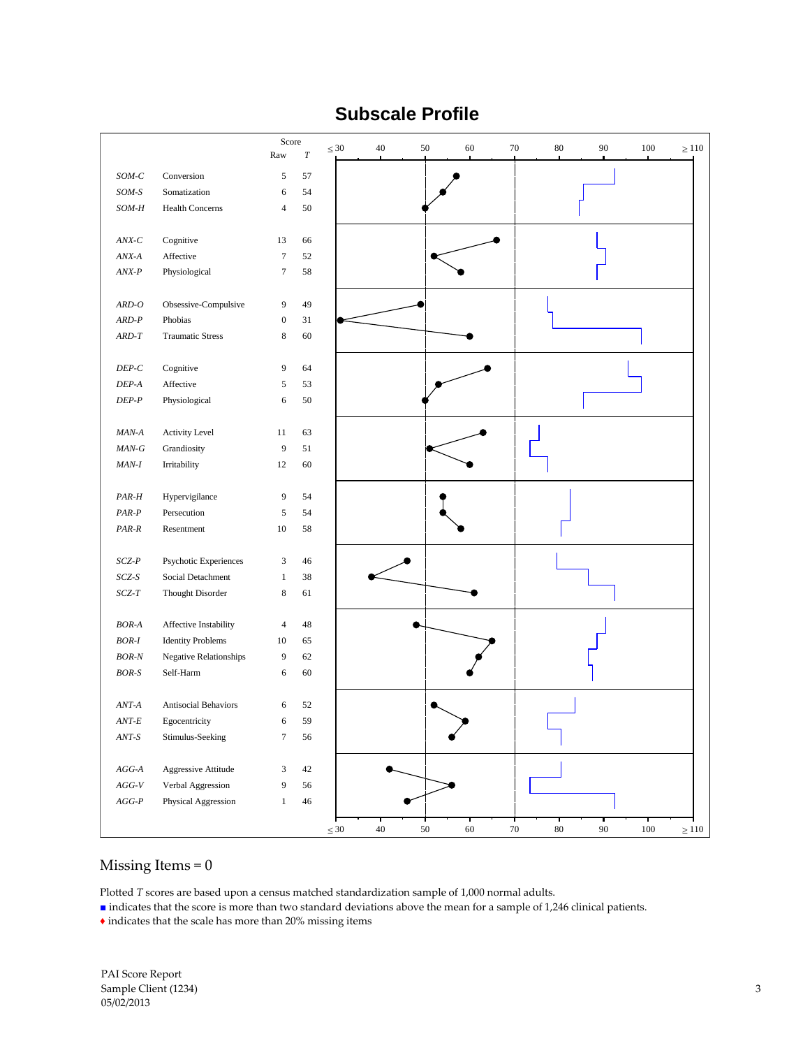# Subscale Profile

| Scale | Subscale | Raw | *T* |
|---|---|---|---|
| *SOM-C* | Conversion | 5 | 57 |
| *SOM-S* | Somatization | 6 | 54 |
| *SOM-H* | Health Concerns | 4 | 50 |
| *ANX-C* | Cognitive | 13 | 66 |
| *ANX-A* | Affective | 7 | 52 |
| *ANX-P* | Physiological | 7 | 58 |
| *ARD-O* | Obsessive-Compulsive | 9 | 49 |
| *ARD-P* | Phobias | 0 | 31 |
| *ARD-T* | Traumatic Stress | 8 | 60 |
| *DEP-C* | Cognitive | 9 | 64 |
| *DEP-A* | Affective | 5 | 53 |
| *DEP-P* | Physiological | 6 | 50 |
| *MAN-A* | Activity Level | 11 | 63 |
| *MAN-G* | Grandiosity | 9 | 51 |
| *MAN-I* | Irritability | 12 | 60 |
| *PAR-H* | Hypervigilance | 9 | 54 |
| *PAR-P* | Persecution | 5 | 54 |
| *PAR-R* | Resentment | 10 | 58 |
| *SCZ-P* | Psychotic Experiences | 3 | 46 |
| *SCZ-S* | Social Detachment | 1 | 38 |
| *SCZ-T* | Thought Disorder | 8 | 61 |
| *BOR-A* | Affective Instability | 4 | 48 |
| *BOR-I* | Identity Problems | 10 | 65 |
| *BOR-N* | Negative Relationships | 9 | 62 |
| *BOR-S* | Self-Harm | 6 | 60 |
| *ANT-A* | Antisocial Behaviors | 6 | 52 |
| *ANT-E* | Egocentricity | 6 | 59 |
| *ANT-S* | Stimulus-Seeking | 7 | 56 |
| *AGG-A* | Aggressive Attitude | 3 | 42 |
| *AGG-V* | Verbal Aggression | 9 | 56 |
| *AGG-P* | Physical Aggression | 1 | 46 |

Missing Items = 0

Plotted *T* scores are based upon a census matched standardization sample of 1,000 normal adults.

■ indicates that the score is more than two standard deviations above the mean for a sample of 1,246 clinical patients.

♦ indicates that the scale has more than 20% missing items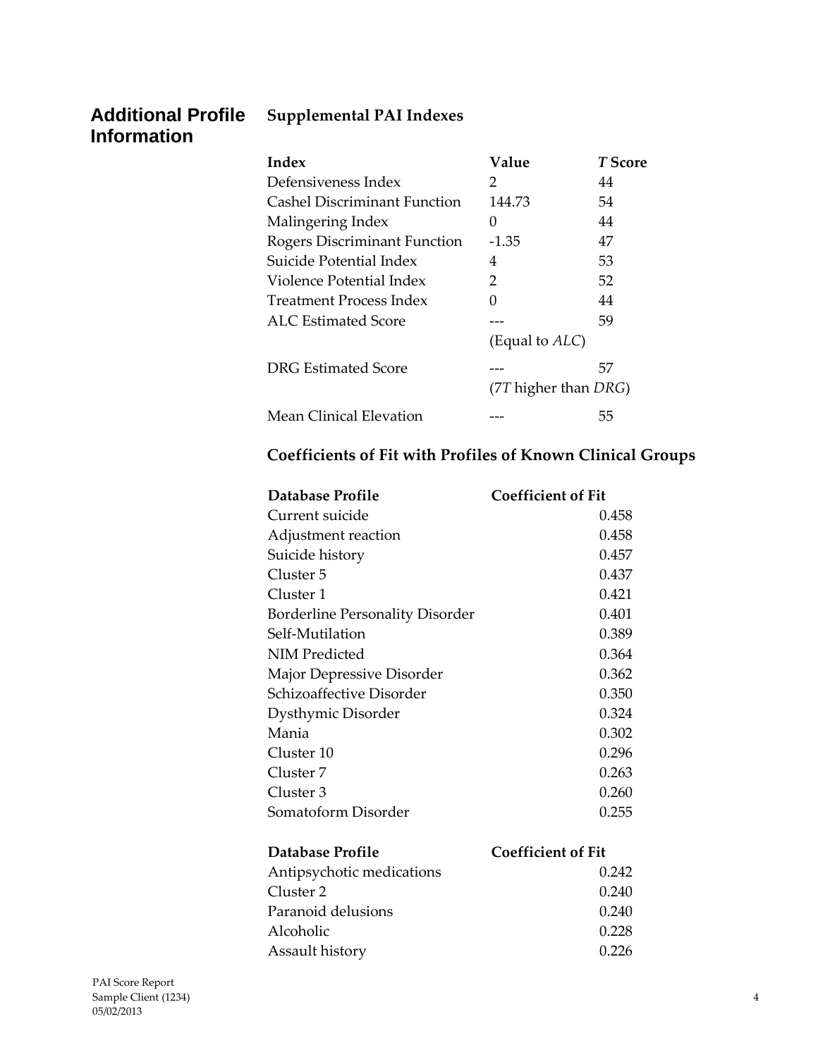## Additional Profile Information

### Supplemental PAI Indexes

| Index | Value | *T* Score |
|---|---|---|
| Defensiveness Index | 2 | 44 |
| Cashel Discriminant Function | 144.73 | 54 |
| Malingering Index | 0 | 44 |
| Rogers Discriminant Function | -1.35 | 47 |
| Suicide Potential Index | 4 | 53 |
| Violence Potential Index | 2 | 52 |
| Treatment Process Index | 0 | 44 |
| ALC Estimated Score | --- | 59 |
| | (Equal to *ALC*) | |
| DRG Estimated Score | --- | 57 |
| | (7*T* higher than *DRG*) | |
| Mean Clinical Elevation | --- | 55 |

### Coefficients of Fit with Profiles of Known Clinical Groups

| Database Profile | Coefficient of Fit |
|---|---|
| Current suicide | 0.458 |
| Adjustment reaction | 0.458 |
| Suicide history | 0.457 |
| Cluster 5 | 0.437 |
| Cluster 1 | 0.421 |
| Borderline Personality Disorder | 0.401 |
| Self-Mutilation | 0.389 |
| NIM Predicted | 0.364 |
| Major Depressive Disorder | 0.362 |
| Schizoaffective Disorder | 0.350 |
| Dysthymic Disorder | 0.324 |
| Mania | 0.302 |
| Cluster 10 | 0.296 |
| Cluster 7 | 0.263 |
| Cluster 3 | 0.260 |
| Somatoform Disorder | 0.255 |

| Database Profile | Coefficient of Fit |
|---|---|
| Antipsychotic medications | 0.242 |
| Cluster 2 | 0.240 |
| Paranoid delusions | 0.240 |
| Alcoholic | 0.228 |
| Assault history | 0.226 |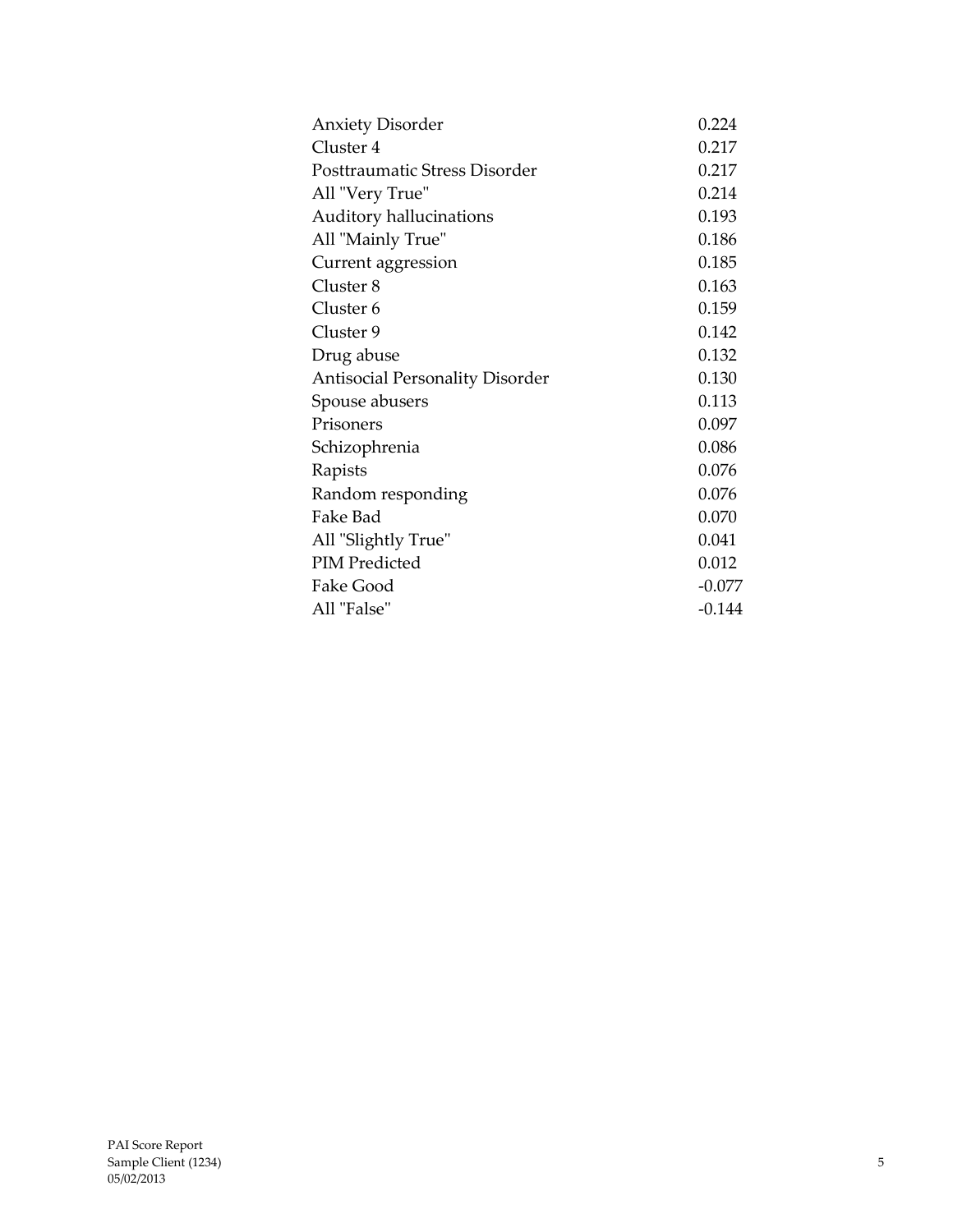| | |
|---|---|
| Anxiety Disorder | 0.224 |
| Cluster 4 | 0.217 |
| Posttraumatic Stress Disorder | 0.217 |
| All "Very True" | 0.214 |
| Auditory hallucinations | 0.193 |
| All "Mainly True" | 0.186 |
| Current aggression | 0.185 |
| Cluster 8 | 0.163 |
| Cluster 6 | 0.159 |
| Cluster 9 | 0.142 |
| Drug abuse | 0.132 |
| Antisocial Personality Disorder | 0.130 |
| Spouse abusers | 0.113 |
| Prisoners | 0.097 |
| Schizophrenia | 0.086 |
| Rapists | 0.076 |
| Random responding | 0.076 |
| Fake Bad | 0.070 |
| All "Slightly True" | 0.041 |
| PIM Predicted | 0.012 |
| Fake Good | -0.077 |
| All "False" | -0.144 |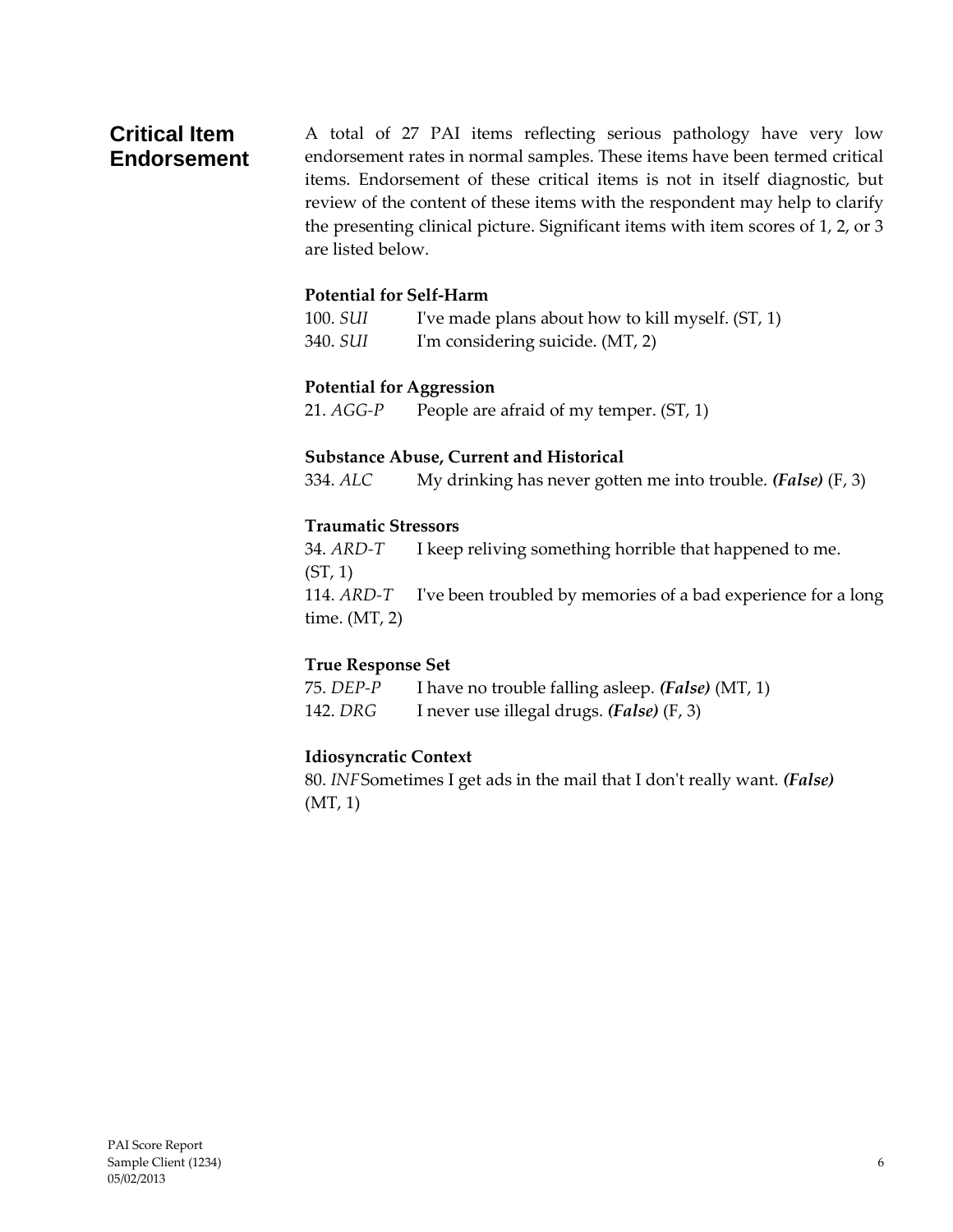## Critical Item Endorsement

A total of 27 PAI items reflecting serious pathology have very low endorsement rates in normal samples. These items have been termed critical items. Endorsement of these critical items is not in itself diagnostic, but review of the content of these items with the respondent may help to clarify the presenting clinical picture. Significant items with item scores of 1, 2, or 3 are listed below.

**Potential for Self-Harm**

100. *SUI* I've made plans about how to kill myself. (ST, 1)
340. *SUI* I'm considering suicide. (MT, 2)

**Potential for Aggression**

21. *AGG-P* People are afraid of my temper. (ST, 1)

**Substance Abuse, Current and Historical**

334. *ALC* My drinking has never gotten me into trouble. ***(False)*** (F, 3)

**Traumatic Stressors**

34. *ARD-T* I keep reliving something horrible that happened to me. (ST, 1)
114. *ARD-T* I've been troubled by memories of a bad experience for a long time. (MT, 2)

**True Response Set**

75. *DEP-P* I have no trouble falling asleep. ***(False)*** (MT, 1)
142. *DRG* I never use illegal drugs. ***(False)*** (F, 3)

**Idiosyncratic Context**

80. *INF* Sometimes I get ads in the mail that I don't really want. ***(False)*** (MT, 1)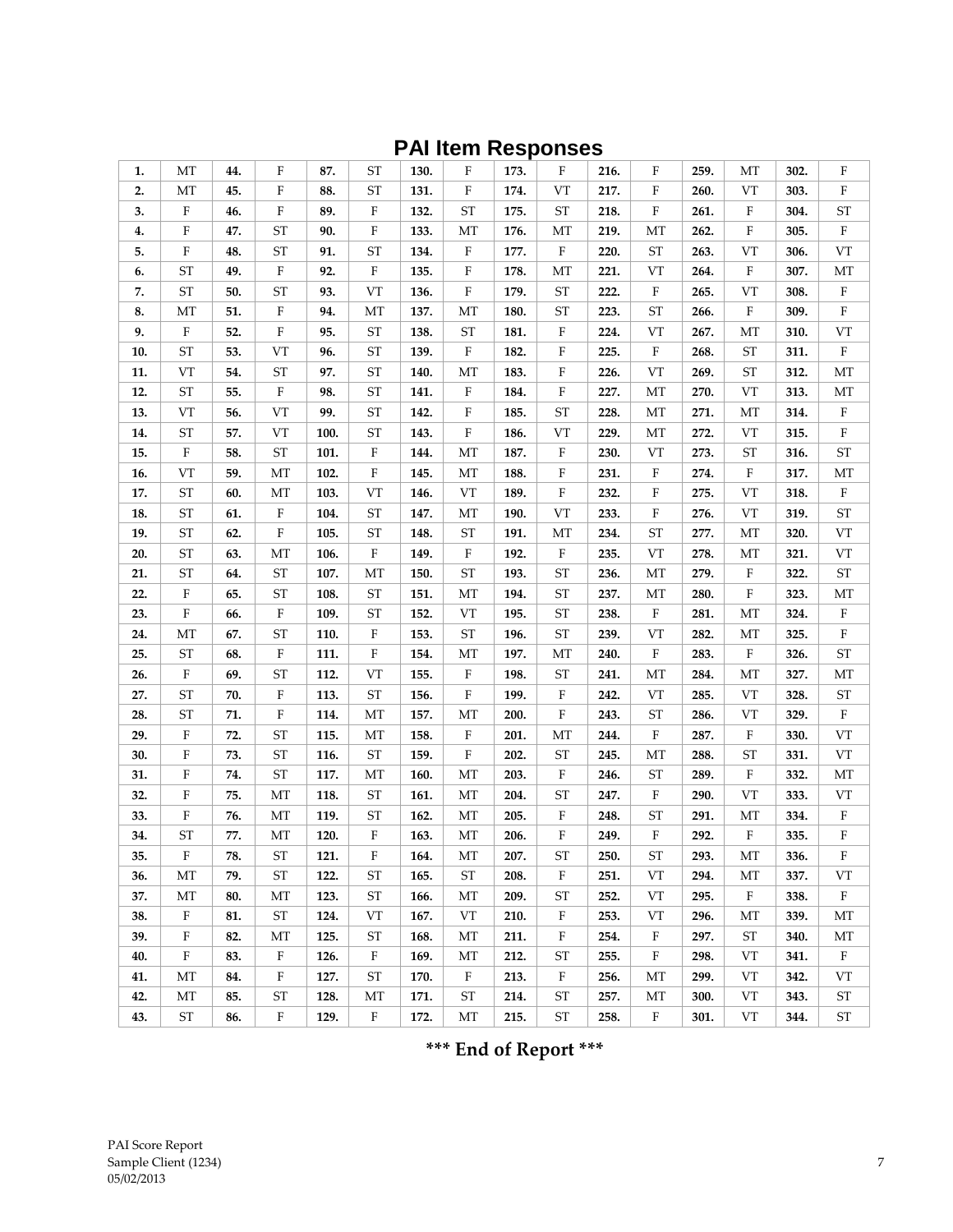# PAI Item Responses

| | | | | | | | | | | | | | | | |
|---|---|---|---|---|---|---|---|---|---|---|---|---|---|---|---|
| **1.** | MT | **44.** | F | **87.** | ST | **130.** | F | **173.** | F | **216.** | F | **259.** | MT | **302.** | F |
| **2.** | MT | **45.** | F | **88.** | ST | **131.** | F | **174.** | VT | **217.** | F | **260.** | VT | **303.** | F |
| **3.** | F | **46.** | F | **89.** | F | **132.** | ST | **175.** | ST | **218.** | F | **261.** | F | **304.** | ST |
| **4.** | F | **47.** | ST | **90.** | F | **133.** | MT | **176.** | MT | **219.** | MT | **262.** | F | **305.** | F |
| **5.** | F | **48.** | ST | **91.** | ST | **134.** | F | **177.** | F | **220.** | ST | **263.** | VT | **306.** | VT |
| **6.** | ST | **49.** | F | **92.** | F | **135.** | F | **178.** | MT | **221.** | VT | **264.** | F | **307.** | MT |
| **7.** | ST | **50.** | ST | **93.** | VT | **136.** | F | **179.** | ST | **222.** | F | **265.** | VT | **308.** | F |
| **8.** | MT | **51.** | F | **94.** | MT | **137.** | MT | **180.** | ST | **223.** | ST | **266.** | F | **309.** | F |
| **9.** | F | **52.** | F | **95.** | ST | **138.** | ST | **181.** | F | **224.** | VT | **267.** | MT | **310.** | VT |
| **10.** | ST | **53.** | VT | **96.** | ST | **139.** | F | **182.** | F | **225.** | F | **268.** | ST | **311.** | F |
| **11.** | VT | **54.** | ST | **97.** | ST | **140.** | MT | **183.** | F | **226.** | VT | **269.** | ST | **312.** | MT |
| **12.** | ST | **55.** | F | **98.** | ST | **141.** | F | **184.** | F | **227.** | MT | **270.** | VT | **313.** | MT |
| **13.** | VT | **56.** | VT | **99.** | ST | **142.** | F | **185.** | ST | **228.** | MT | **271.** | MT | **314.** | F |
| **14.** | ST | **57.** | VT | **100.** | ST | **143.** | F | **186.** | VT | **229.** | MT | **272.** | VT | **315.** | F |
| **15.** | F | **58.** | ST | **101.** | F | **144.** | MT | **187.** | F | **230.** | VT | **273.** | ST | **316.** | ST |
| **16.** | VT | **59.** | MT | **102.** | F | **145.** | MT | **188.** | F | **231.** | F | **274.** | F | **317.** | MT |
| **17.** | ST | **60.** | MT | **103.** | VT | **146.** | VT | **189.** | F | **232.** | F | **275.** | VT | **318.** | F |
| **18.** | ST | **61.** | F | **104.** | ST | **147.** | MT | **190.** | VT | **233.** | F | **276.** | VT | **319.** | ST |
| **19.** | ST | **62.** | F | **105.** | ST | **148.** | ST | **191.** | MT | **234.** | ST | **277.** | MT | **320.** | VT |
| **20.** | ST | **63.** | MT | **106.** | F | **149.** | F | **192.** | F | **235.** | VT | **278.** | MT | **321.** | VT |
| **21.** | ST | **64.** | ST | **107.** | MT | **150.** | ST | **193.** | ST | **236.** | MT | **279.** | F | **322.** | ST |
| **22.** | F | **65.** | ST | **108.** | ST | **151.** | MT | **194.** | ST | **237.** | MT | **280.** | F | **323.** | MT |
| **23.** | F | **66.** | F | **109.** | ST | **152.** | VT | **195.** | ST | **238.** | F | **281.** | MT | **324.** | F |
| **24.** | MT | **67.** | ST | **110.** | F | **153.** | ST | **196.** | ST | **239.** | VT | **282.** | MT | **325.** | F |
| **25.** | ST | **68.** | F | **111.** | F | **154.** | MT | **197.** | MT | **240.** | F | **283.** | F | **326.** | ST |
| **26.** | F | **69.** | ST | **112.** | VT | **155.** | F | **198.** | ST | **241.** | MT | **284.** | MT | **327.** | MT |
| **27.** | ST | **70.** | F | **113.** | ST | **156.** | F | **199.** | F | **242.** | VT | **285.** | VT | **328.** | ST |
| **28.** | ST | **71.** | F | **114.** | MT | **157.** | MT | **200.** | F | **243.** | ST | **286.** | VT | **329.** | F |
| **29.** | F | **72.** | ST | **115.** | MT | **158.** | F | **201.** | MT | **244.** | F | **287.** | F | **330.** | VT |
| **30.** | F | **73.** | ST | **116.** | ST | **159.** | F | **202.** | ST | **245.** | MT | **288.** | ST | **331.** | VT |
| **31.** | F | **74.** | ST | **117.** | MT | **160.** | MT | **203.** | F | **246.** | ST | **289.** | F | **332.** | MT |
| **32.** | F | **75.** | MT | **118.** | ST | **161.** | MT | **204.** | ST | **247.** | F | **290.** | VT | **333.** | VT |
| **33.** | F | **76.** | MT | **119.** | ST | **162.** | MT | **205.** | F | **248.** | ST | **291.** | MT | **334.** | F |
| **34.** | ST | **77.** | MT | **120.** | F | **163.** | MT | **206.** | F | **249.** | F | **292.** | F | **335.** | F |
| **35.** | F | **78.** | ST | **121.** | F | **164.** | MT | **207.** | ST | **250.** | ST | **293.** | MT | **336.** | F |
| **36.** | MT | **79.** | ST | **122.** | ST | **165.** | ST | **208.** | F | **251.** | VT | **294.** | MT | **337.** | VT |
| **37.** | MT | **80.** | MT | **123.** | ST | **166.** | MT | **209.** | ST | **252.** | VT | **295.** | F | **338.** | F |
| **38.** | F | **81.** | ST | **124.** | VT | **167.** | VT | **210.** | F | **253.** | VT | **296.** | MT | **339.** | MT |
| **39.** | F | **82.** | MT | **125.** | ST | **168.** | MT | **211.** | F | **254.** | F | **297.** | ST | **340.** | MT |
| **40.** | F | **83.** | F | **126.** | F | **169.** | MT | **212.** | ST | **255.** | F | **298.** | VT | **341.** | F |
| **41.** | MT | **84.** | F | **127.** | ST | **170.** | F | **213.** | F | **256.** | MT | **299.** | VT | **342.** | VT |
| **42.** | MT | **85.** | ST | **128.** | MT | **171.** | ST | **214.** | ST | **257.** | MT | **300.** | VT | **343.** | ST |
| **43.** | ST | **86.** | F | **129.** | F | **172.** | MT | **215.** | ST | **258.** | F | **301.** | VT | **344.** | ST |

**\*\*\* End of Report \*\*\***